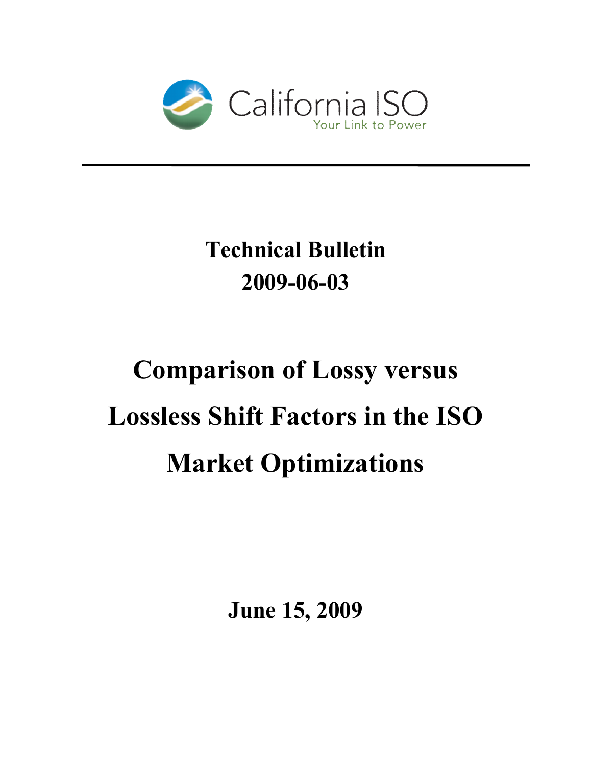California ISO

Your Link to Power

---

**Technical Bulletin**

**2009-06-03**

# Comparison of Lossy versus Lossless Shift Factors in the ISO Market Optimizations

**June 15, 2009**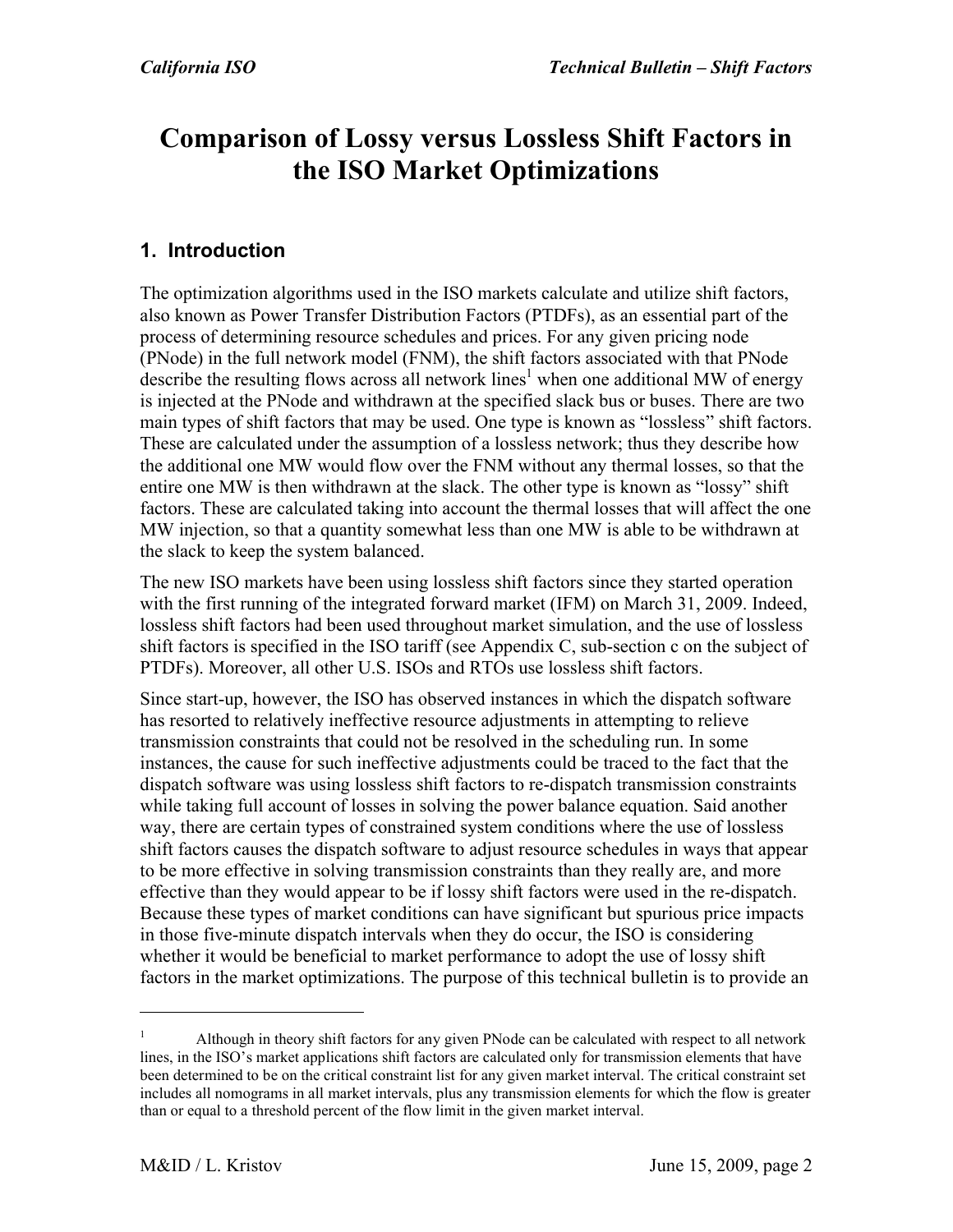# Comparison of Lossy versus Lossless Shift Factors in the ISO Market Optimizations

## 1. Introduction

The optimization algorithms used in the ISO markets calculate and utilize shift factors, also known as Power Transfer Distribution Factors (PTDFs), as an essential part of the process of determining resource schedules and prices. For any given pricing node (PNode) in the full network model (FNM), the shift factors associated with that PNode describe the resulting flows across all network lines[1] when one additional MW of energy is injected at the PNode and withdrawn at the specified slack bus or buses. There are two main types of shift factors that may be used. One type is known as "lossless" shift factors. These are calculated under the assumption of a lossless network; thus they describe how the additional one MW would flow over the FNM without any thermal losses, so that the entire one MW is then withdrawn at the slack. The other type is known as "lossy" shift factors. These are calculated taking into account the thermal losses that will affect the one MW injection, so that a quantity somewhat less than one MW is able to be withdrawn at the slack to keep the system balanced.

The new ISO markets have been using lossless shift factors since they started operation with the first running of the integrated forward market (IFM) on March 31, 2009. Indeed, lossless shift factors had been used throughout market simulation, and the use of lossless shift factors is specified in the ISO tariff (see Appendix C, sub-section c on the subject of PTDFs). Moreover, all other U.S. ISOs and RTOs use lossless shift factors.

Since start-up, however, the ISO has observed instances in which the dispatch software has resorted to relatively ineffective resource adjustments in attempting to relieve transmission constraints that could not be resolved in the scheduling run. In some instances, the cause for such ineffective adjustments could be traced to the fact that the dispatch software was using lossless shift factors to re-dispatch transmission constraints while taking full account of losses in solving the power balance equation. Said another way, there are certain types of constrained system conditions where the use of lossless shift factors causes the dispatch software to adjust resource schedules in ways that appear to be more effective in solving transmission constraints than they really are, and more effective than they would appear to be if lossy shift factors were used in the re-dispatch. Because these types of market conditions can have significant but spurious price impacts in those five-minute dispatch intervals when they do occur, the ISO is considering whether it would be beneficial to market performance to adopt the use of lossy shift factors in the market optimizations. The purpose of this technical bulletin is to provide an

---

[1] Although in theory shift factors for any given PNode can be calculated with respect to all network lines, in the ISO's market applications shift factors are calculated only for transmission elements that have been determined to be on the critical constraint list for any given market interval. The critical constraint set includes all nomograms in all market intervals, plus any transmission elements for which the flow is greater than or equal to a threshold percent of the flow limit in the given market interval.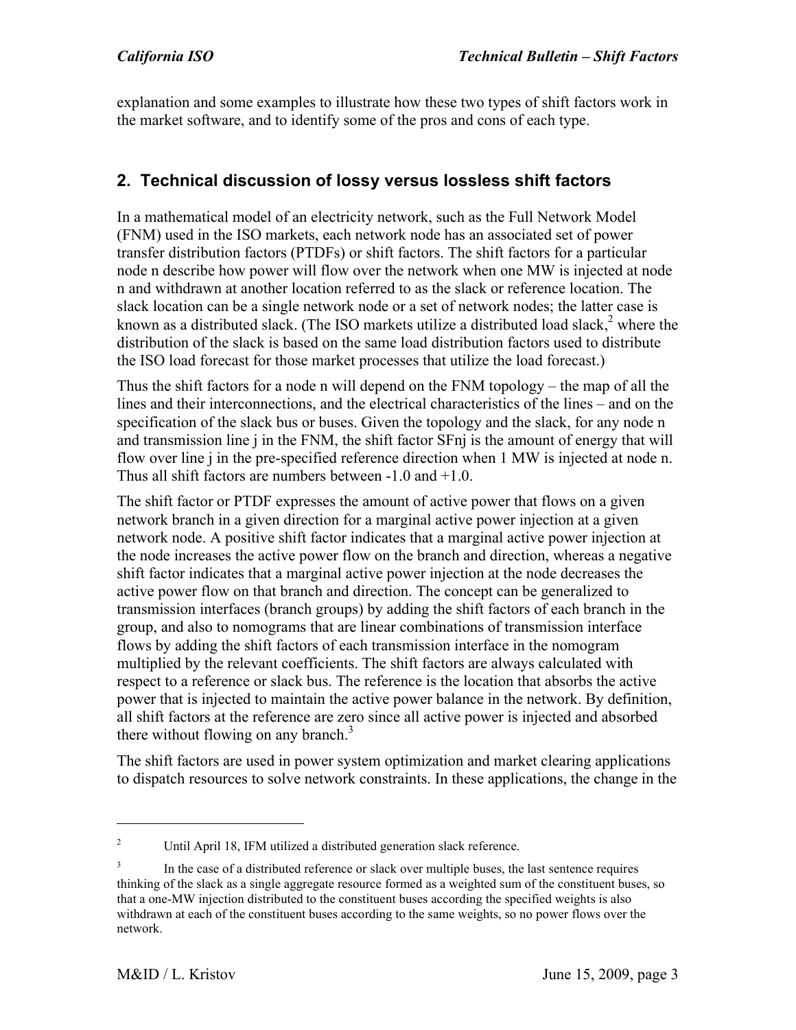explanation and some examples to illustrate how these two types of shift factors work in the market software, and to identify some of the pros and cons of each type.

## 2. Technical discussion of lossy versus lossless shift factors

In a mathematical model of an electricity network, such as the Full Network Model (FNM) used in the ISO markets, each network node has an associated set of power transfer distribution factors (PTDFs) or shift factors. The shift factors for a particular node n describe how power will flow over the network when one MW is injected at node n and withdrawn at another location referred to as the slack or reference location. The slack location can be a single network node or a set of network nodes; the latter case is known as a distributed slack. (The ISO markets utilize a distributed load slack,[2] where the distribution of the slack is based on the same load distribution factors used to distribute the ISO load forecast for those market processes that utilize the load forecast.)

Thus the shift factors for a node n will depend on the FNM topology – the map of all the lines and their interconnections, and the electrical characteristics of the lines – and on the specification of the slack bus or buses. Given the topology and the slack, for any node n and transmission line j in the FNM, the shift factor $SF_{nj}$ is the amount of energy that will flow over line j in the pre-specified reference direction when 1 MW is injected at node n. Thus all shift factors are numbers between -1.0 and +1.0.

The shift factor or PTDF expresses the amount of active power that flows on a given network branch in a given direction for a marginal active power injection at a given network node. A positive shift factor indicates that a marginal active power injection at the node increases the active power flow on the branch and direction, whereas a negative shift factor indicates that a marginal active power injection at the node decreases the active power flow on that branch and direction. The concept can be generalized to transmission interfaces (branch groups) by adding the shift factors of each branch in the group, and also to nomograms that are linear combinations of transmission interface flows by adding the shift factors of each transmission interface in the nomogram multiplied by the relevant coefficients. The shift factors are always calculated with respect to a reference or slack bus. The reference is the location that absorbs the active power that is injected to maintain the active power balance in the network. By definition, all shift factors at the reference are zero since all active power is injected and absorbed there without flowing on any branch.[3]

The shift factors are used in power system optimization and market clearing applications to dispatch resources to solve network constraints. In these applications, the change in the

---

[2] Until April 18, IFM utilized a distributed generation slack reference.

[3] In the case of a distributed reference or slack over multiple buses, the last sentence requires thinking of the slack as a single aggregate resource formed as a weighted sum of the constituent buses, so that a one-MW injection distributed to the constituent buses according the specified weights is also withdrawn at each of the constituent buses according to the same weights, so no power flows over the network.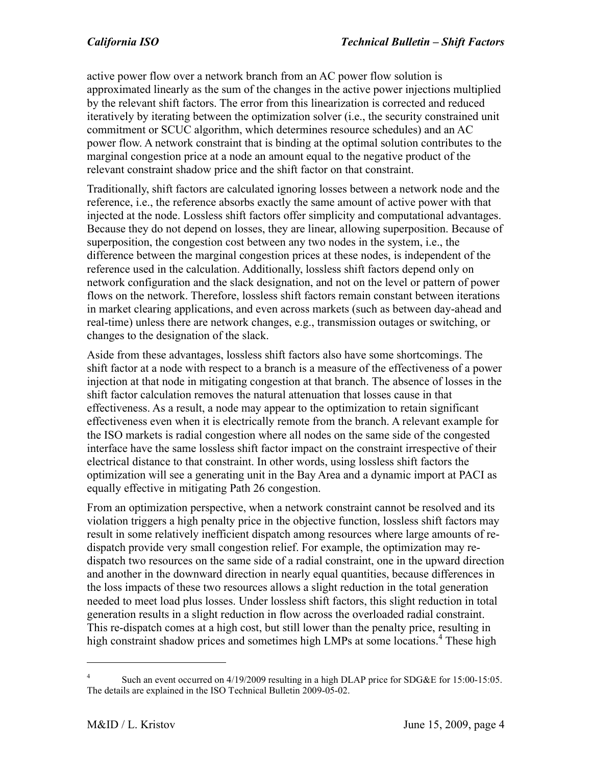active power flow over a network branch from an AC power flow solution is approximated linearly as the sum of the changes in the active power injections multiplied by the relevant shift factors. The error from this linearization is corrected and reduced iteratively by iterating between the optimization solver (i.e., the security constrained unit commitment or SCUC algorithm, which determines resource schedules) and an AC power flow. A network constraint that is binding at the optimal solution contributes to the marginal congestion price at a node an amount equal to the negative product of the relevant constraint shadow price and the shift factor on that constraint.

Traditionally, shift factors are calculated ignoring losses between a network node and the reference, i.e., the reference absorbs exactly the same amount of active power with that injected at the node. Lossless shift factors offer simplicity and computational advantages. Because they do not depend on losses, they are linear, allowing superposition. Because of superposition, the congestion cost between any two nodes in the system, i.e., the difference between the marginal congestion prices at these nodes, is independent of the reference used in the calculation. Additionally, lossless shift factors depend only on network configuration and the slack designation, and not on the level or pattern of power flows on the network. Therefore, lossless shift factors remain constant between iterations in market clearing applications, and even across markets (such as between day-ahead and real-time) unless there are network changes, e.g., transmission outages or switching, or changes to the designation of the slack.

Aside from these advantages, lossless shift factors also have some shortcomings. The shift factor at a node with respect to a branch is a measure of the effectiveness of a power injection at that node in mitigating congestion at that branch. The absence of losses in the shift factor calculation removes the natural attenuation that losses cause in that effectiveness. As a result, a node may appear to the optimization to retain significant effectiveness even when it is electrically remote from the branch. A relevant example for the ISO markets is radial congestion where all nodes on the same side of the congested interface have the same lossless shift factor impact on the constraint irrespective of their electrical distance to that constraint. In other words, using lossless shift factors the optimization will see a generating unit in the Bay Area and a dynamic import at PACI as equally effective in mitigating Path 26 congestion.

From an optimization perspective, when a network constraint cannot be resolved and its violation triggers a high penalty price in the objective function, lossless shift factors may result in some relatively inefficient dispatch among resources where large amounts of re-dispatch provide very small congestion relief. For example, the optimization may re-dispatch two resources on the same side of a radial constraint, one in the upward direction and another in the downward direction in nearly equal quantities, because differences in the loss impacts of these two resources allows a slight reduction in the total generation needed to meet load plus losses. Under lossless shift factors, this slight reduction in total generation results in a slight reduction in flow across the overloaded radial constraint. This re-dispatch comes at a high cost, but still lower than the penalty price, resulting in high constraint shadow prices and sometimes high LMPs at some locations.[4] These high

[4] Such an event occurred on 4/19/2009 resulting in a high DLAP price for SDG&E for 15:00-15:05. The details are explained in the ISO Technical Bulletin 2009-05-02.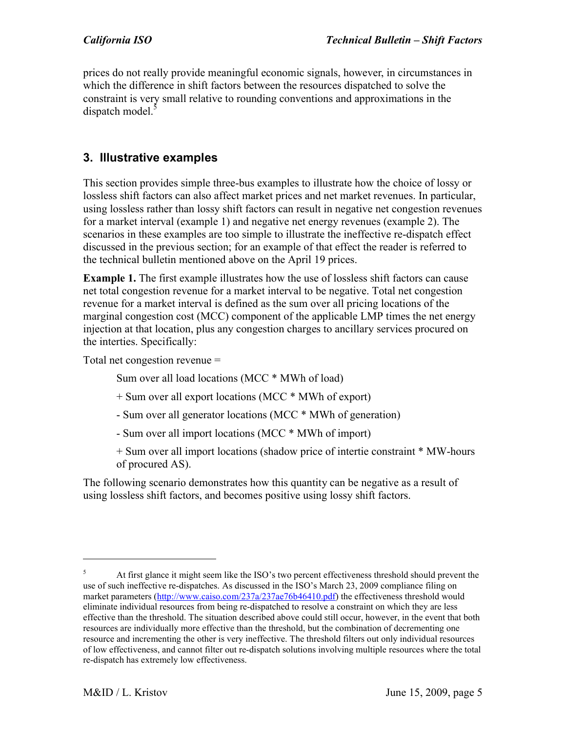prices do not really provide meaningful economic signals, however, in circumstances in which the difference in shift factors between the resources dispatched to solve the constraint is very small relative to rounding conventions and approximations in the dispatch model.[5]

## 3. Illustrative examples

This section provides simple three-bus examples to illustrate how the choice of lossy or lossless shift factors can also affect market prices and net market revenues. In particular, using lossless rather than lossy shift factors can result in negative net congestion revenues for a market interval (example 1) and negative net energy revenues (example 2). The scenarios in these examples are too simple to illustrate the ineffective re-dispatch effect discussed in the previous section; for an example of that effect the reader is referred to the technical bulletin mentioned above on the April 19 prices.

**Example 1.** The first example illustrates how the use of lossless shift factors can cause net total congestion revenue for a market interval to be negative. Total net congestion revenue for a market interval is defined as the sum over all pricing locations of the marginal congestion cost (MCC) component of the applicable LMP times the net energy injection at that location, plus any congestion charges to ancillary services procured on the interties. Specifically:

Total net congestion revenue =

> Sum over all load locations (MCC * MWh of load)
>
> + Sum over all export locations (MCC * MWh of export)
>
> - Sum over all generator locations (MCC * MWh of generation)
>
> - Sum over all import locations (MCC * MWh of import)
>
> + Sum over all import locations (shadow price of intertie constraint * MW-hours of procured AS).

The following scenario demonstrates how this quantity can be negative as a result of using lossless shift factors, and becomes positive using lossy shift factors.

---

[5] At first glance it might seem like the ISO's two percent effectiveness threshold should prevent the use of such ineffective re-dispatches. As discussed in the ISO's March 23, 2009 compliance filing on market parameters (http://www.caiso.com/237a/237ae76b46410.pdf) the effectiveness threshold would eliminate individual resources from being re-dispatched to resolve a constraint on which they are less effective than the threshold. The situation described above could still occur, however, in the event that both resources are individually more effective than the threshold, but the combination of decrementing one resource and incrementing the other is very ineffective. The threshold filters out only individual resources of low effectiveness, and cannot filter out re-dispatch solutions involving multiple resources where the total re-dispatch has extremely low effectiveness.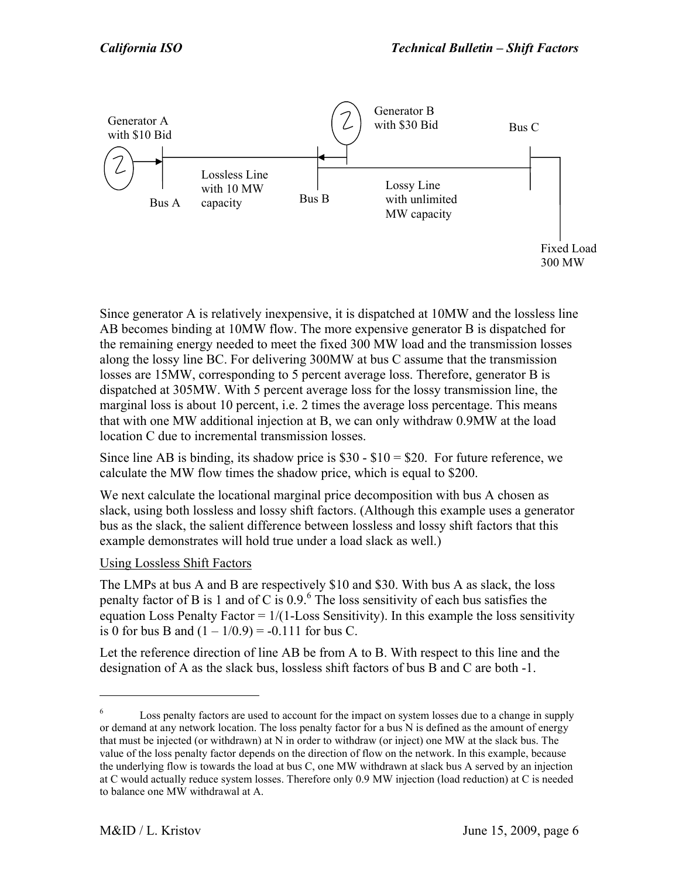Generator A
with $10 Bid

Generator B
with $30 Bid

Bus C

Lossless Line
with 10 MW
capacity

Bus A

Bus B

Lossy Line
with unlimited
MW capacity

Fixed Load
300 MW

Since generator A is relatively inexpensive, it is dispatched at 10MW and the lossless line AB becomes binding at 10MW flow. The more expensive generator B is dispatched for the remaining energy needed to meet the fixed 300 MW load and the transmission losses along the lossy line BC. For delivering 300MW at bus C assume that the transmission losses are 15MW, corresponding to 5 percent average loss. Therefore, generator B is dispatched at 305MW. With 5 percent average loss for the lossy transmission line, the marginal loss is about 10 percent, i.e. 2 times the average loss percentage. This means that with one MW additional injection at B, we can only withdraw 0.9MW at the load location C due to incremental transmission losses.

Since line AB is binding, its shadow price is $30 - $10 = $20. For future reference, we calculate the MW flow times the shadow price, which is equal to $200.

We next calculate the locational marginal price decomposition with bus A chosen as slack, using both lossless and lossy shift factors. (Although this example uses a generator bus as the slack, the salient difference between lossless and lossy shift factors that this example demonstrates will hold true under a load slack as well.)

<u>Using Lossless Shift Factors</u>

The LMPs at bus A and B are respectively $10 and $30. With bus A as slack, the loss penalty factor of B is 1 and of C is 0.9.[6] The loss sensitivity of each bus satisfies the equation Loss Penalty Factor = 1/(1-Loss Sensitivity). In this example the loss sensitivity is 0 for bus B and (1 – 1/0.9) = -0.111 for bus C.

Let the reference direction of line AB be from A to B. With respect to this line and the designation of A as the slack bus, lossless shift factors of bus B and C are both -1.

[6] Loss penalty factors are used to account for the impact on system losses due to a change in supply or demand at any network location. The loss penalty factor for a bus N is defined as the amount of energy that must be injected (or withdrawn) at N in order to withdraw (or inject) one MW at the slack bus. The value of the loss penalty factor depends on the direction of flow on the network. In this example, because the underlying flow is towards the load at bus C, one MW withdrawn at slack bus A served by an injection at C would actually reduce system losses. Therefore only 0.9 MW injection (load reduction) at C is needed to balance one MW withdrawal at A.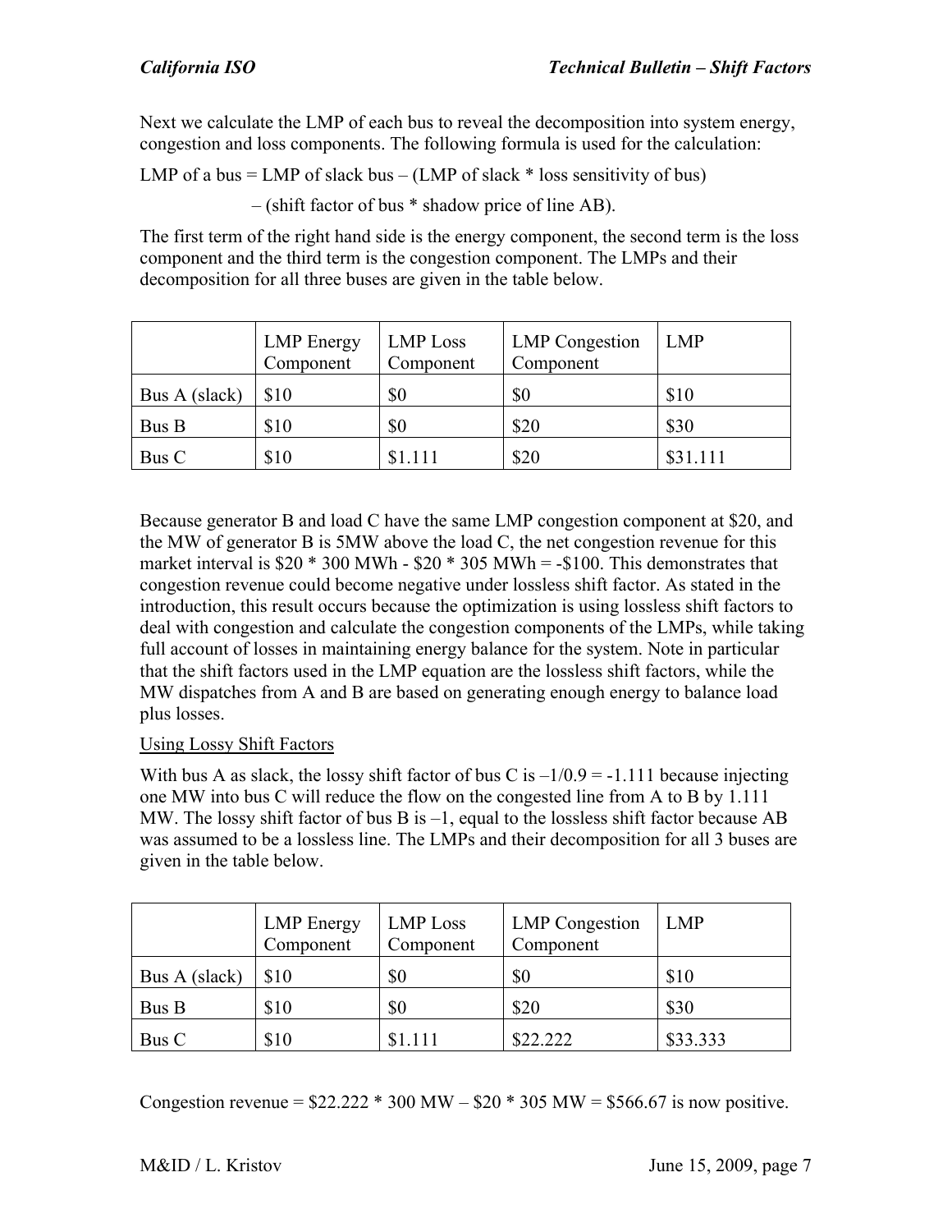Next we calculate the LMP of each bus to reveal the decomposition into system energy, congestion and loss components. The following formula is used for the calculation:

LMP of a bus = LMP of slack bus – (LMP of slack * loss sensitivity of bus)

– (shift factor of bus * shadow price of line AB).

The first term of the right hand side is the energy component, the second term is the loss component and the third term is the congestion component. The LMPs and their decomposition for all three buses are given in the table below.

| | LMP Energy Component | LMP Loss Component | LMP Congestion Component | LMP |
|---|---|---|---|---|
| Bus A (slack) | $10 | $0 | $0 | $10 |
| Bus B | $10 | $0 | $20 | $30 |
| Bus C | $10 | $1.111 | $20 | $31.111 |

Because generator B and load C have the same LMP congestion component at $20, and the MW of generator B is 5MW above the load C, the net congestion revenue for this market interval is $20 * 300 MWh - $20 * 305 MWh = -$100. This demonstrates that congestion revenue could become negative under lossless shift factor. As stated in the introduction, this result occurs because the optimization is using lossless shift factors to deal with congestion and calculate the congestion components of the LMPs, while taking full account of losses in maintaining energy balance for the system. Note in particular that the shift factors used in the LMP equation are the lossless shift factors, while the MW dispatches from A and B are based on generating enough energy to balance load plus losses.

Using Lossy Shift Factors

With bus A as slack, the lossy shift factor of bus C is –1/0.9 = -1.111 because injecting one MW into bus C will reduce the flow on the congested line from A to B by 1.111 MW. The lossy shift factor of bus B is –1, equal to the lossless shift factor because AB was assumed to be a lossless line. The LMPs and their decomposition for all 3 buses are given in the table below.

| | LMP Energy Component | LMP Loss Component | LMP Congestion Component | LMP |
|---|---|---|---|---|
| Bus A (slack) | $10 | $0 | $0 | $10 |
| Bus B | $10 | $0 | $20 | $30 |
| Bus C | $10 | $1.111 | $22.222 | $33.333 |

Congestion revenue = $22.222 * 300 MW – $20 * 305 MW = $566.67 is now positive.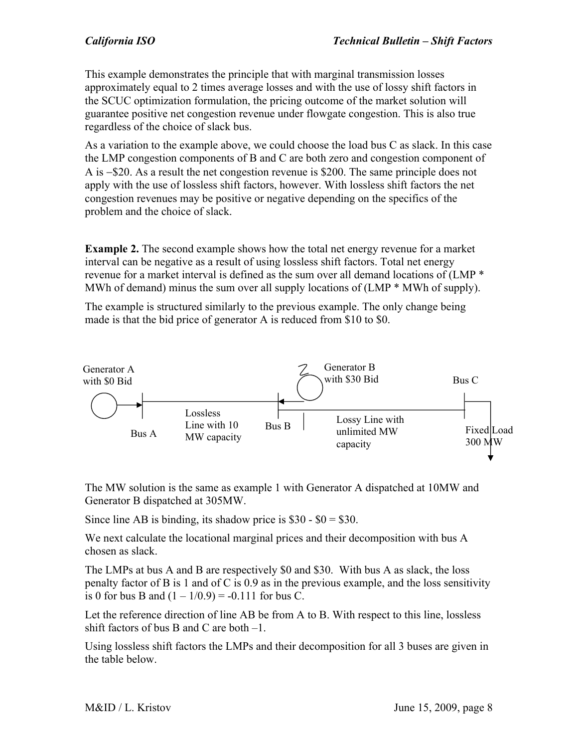This example demonstrates the principle that with marginal transmission losses approximately equal to 2 times average losses and with the use of lossy shift factors in the SCUC optimization formulation, the pricing outcome of the market solution will guarantee positive net congestion revenue under flowgate congestion. This is also true regardless of the choice of slack bus.

As a variation to the example above, we could choose the load bus C as slack. In this case the LMP congestion components of B and C are both zero and congestion component of A is –\$20. As a result the net congestion revenue is \$200. The same principle does not apply with the use of lossless shift factors, however. With lossless shift factors the net congestion revenues may be positive or negative depending on the specifics of the problem and the choice of slack.

**Example 2.** The second example shows how the total net energy revenue for a market interval can be negative as a result of using lossless shift factors. Total net energy revenue for a market interval is defined as the sum over all demand locations of (LMP * MWh of demand) minus the sum over all supply locations of (LMP * MWh of supply).

The example is structured similarly to the previous example. The only change being made is that the bid price of generator A is reduced from \$10 to \$0.

Generator A with \$0 Bid

Bus A

Lossless Line with 10 MW capacity

Bus B

Generator B with \$30 Bid

Lossy Line with unlimited MW capacity

Bus C

Fixed Load 300 MW

The MW solution is the same as example 1 with Generator A dispatched at 10MW and Generator B dispatched at 305MW.

Since line AB is binding, its shadow price is \$30 - \$0 = \$30.

We next calculate the locational marginal prices and their decomposition with bus A chosen as slack.

The LMPs at bus A and B are respectively \$0 and \$30. With bus A as slack, the loss penalty factor of B is 1 and of C is 0.9 as in the previous example, and the loss sensitivity is 0 for bus B and $(1 – 1/0.9) = -0.111$ for bus C.

Let the reference direction of line AB be from A to B. With respect to this line, lossless shift factors of bus B and C are both –1.

Using lossless shift factors the LMPs and their decomposition for all 3 buses are given in the table below.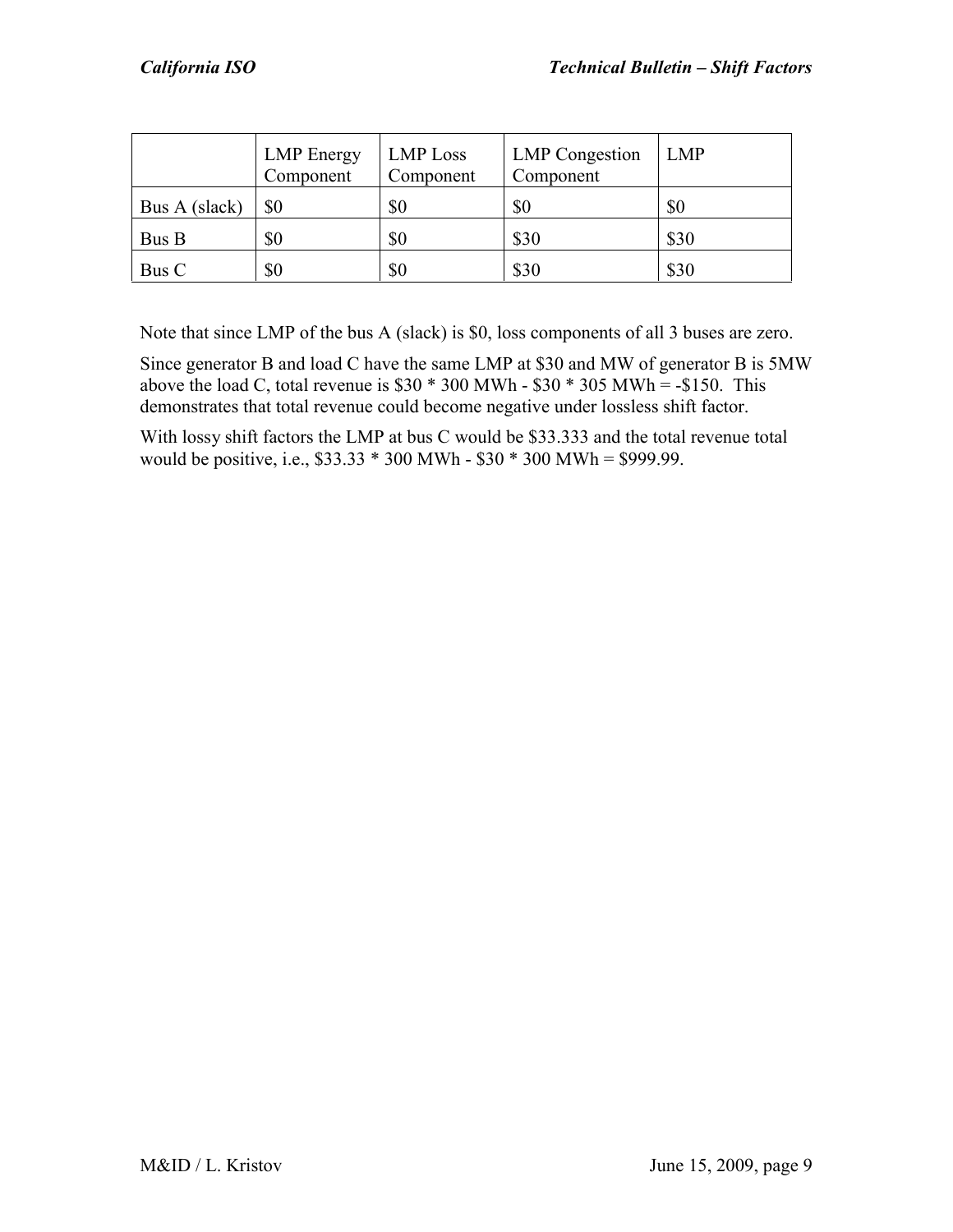| | LMP Energy Component | LMP Loss Component | LMP Congestion Component | LMP |
|---|---|---|---|---|
| Bus A (slack) | $0 | $0 | $0 | $0 |
| Bus B | $0 | $0 | $30 | $30 |
| Bus C | $0 | $0 | $30 | $30 |

Note that since LMP of the bus A (slack) is $0, loss components of all 3 buses are zero.

Since generator B and load C have the same LMP at $30 and MW of generator B is 5MW above the load C, total revenue is $30 * 300 MWh - $30 * 305 MWh = -$150. This demonstrates that total revenue could become negative under lossless shift factor.

With lossy shift factors the LMP at bus C would be $33.333 and the total revenue total would be positive, i.e., $33.33 * 300 MWh - $30 * 300 MWh = $999.99.